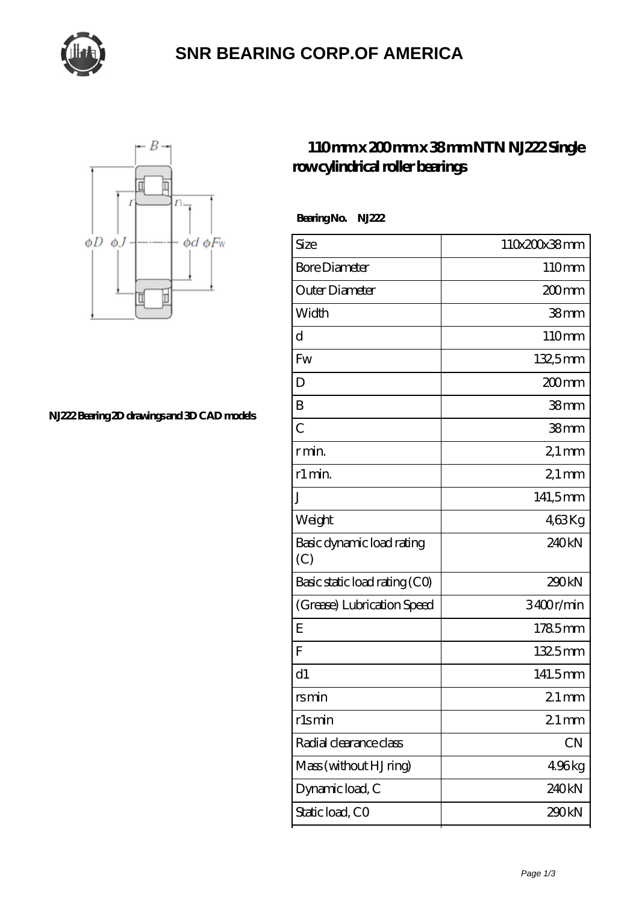# SNR BEARING CORP.OF AMERICA

NJ222 Bearing 2D drawings and 3D CAD models

## 110 mm x 200 mm x 38 mm NTN NJ222 Single row cylindrical roller bearings

**Bearing No. NJ222**

| Size | 110x200x38 mm |
|---|---|
| Bore Diameter | 110 mm |
| Outer Diameter | 200 mm |
| Width | 38 mm |
| d | 110 mm |
| Fw | 132,5 mm |
| D | 200 mm |
| B | 38 mm |
| C | 38 mm |
| r min. | 2,1 mm |
| r1 min. | 2,1 mm |
| J | 141,5 mm |
| Weight | 4,63 Kg |
| Basic dynamic load rating (C) | 240 kN |
| Basic static load rating (C0) | 290 kN |
| (Grease) Lubrication Speed | 3400 r/min |
| E | 178.5 mm |
| F | 132.5 mm |
| d1 | 141.5 mm |
| rs min | 2.1 mm |
| r1s min | 2.1 mm |
| Radial clearance class | CN |
| Mass (without HJ ring) | 4.96 kg |
| Dynamic load, C | 240 kN |
| Static load, C0 | 290 kN |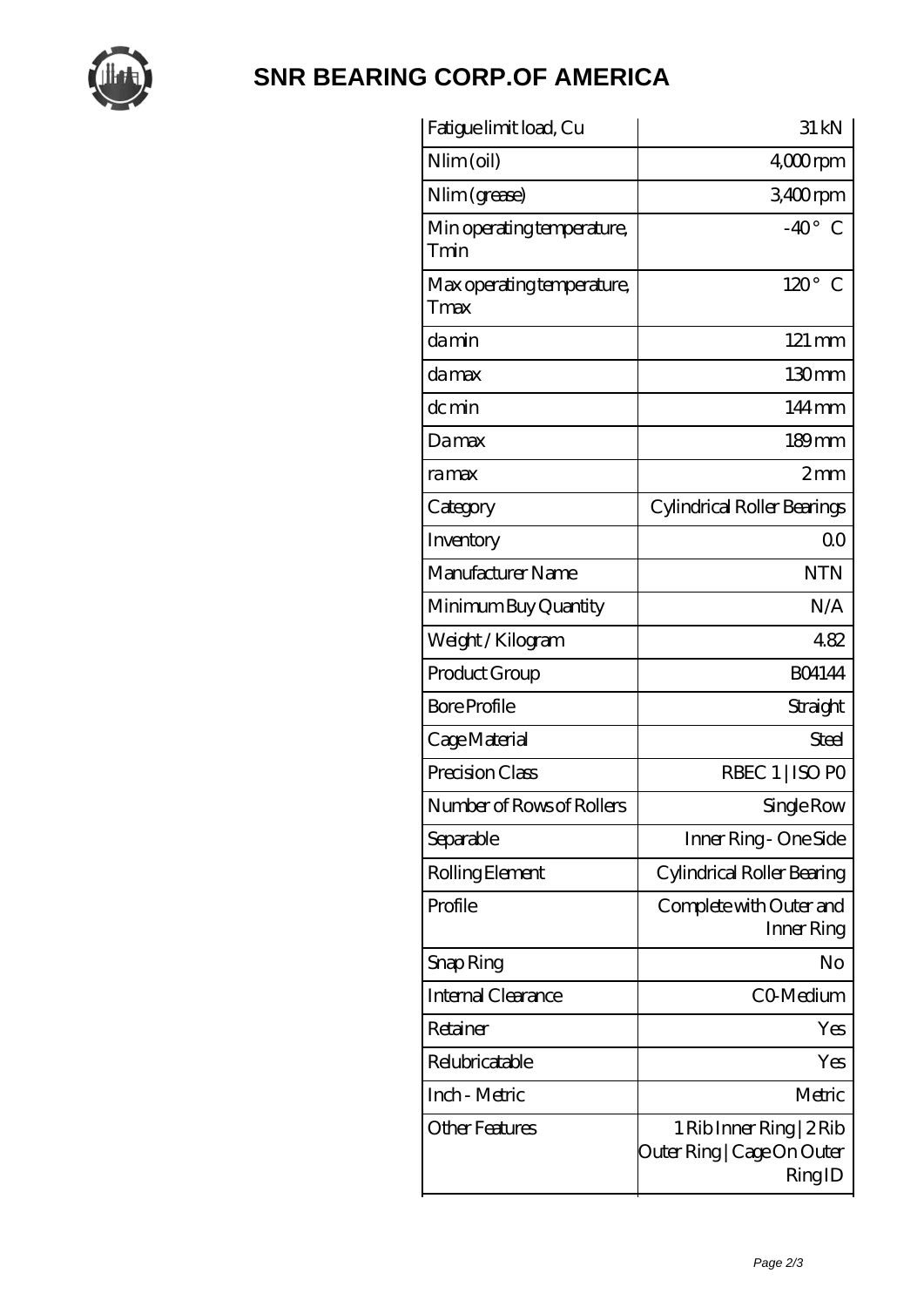# SNR BEARING CORP.OF AMERICA

| | |
|---|---|
| Fatigue limit load, Cu | 31 kN |
| Nlim (oil) | 4,000 rpm |
| Nlim (grease) | 3,400 rpm |
| Min operating temperature, Tmin | -40 ° C |
| Max operating temperature, Tmax | 120 ° C |
| da min | 121 mm |
| da max | 130 mm |
| dc min | 144 mm |
| Da max | 189 mm |
| ra max | 2 mm |
| Category | Cylindrical Roller Bearings |
| Inventory | 0.0 |
| Manufacturer Name | NTN |
| Minimum Buy Quantity | N/A |
| Weight / Kilogram | 4.82 |
| Product Group | B04144 |
| Bore Profile | Straight |
| Cage Material | Steel |
| Precision Class | RBEC 1 \| ISO P0 |
| Number of Rows of Rollers | Single Row |
| Separable | Inner Ring - One Side |
| Rolling Element | Cylindrical Roller Bearing |
| Profile | Complete with Outer and Inner Ring |
| Snap Ring | No |
| Internal Clearance | C0-Medium |
| Retainer | Yes |
| Relubricatable | Yes |
| Inch - Metric | Metric |
| Other Features | 1 Rib Inner Ring \| 2 Rib Outer Ring \| Cage On Outer Ring ID |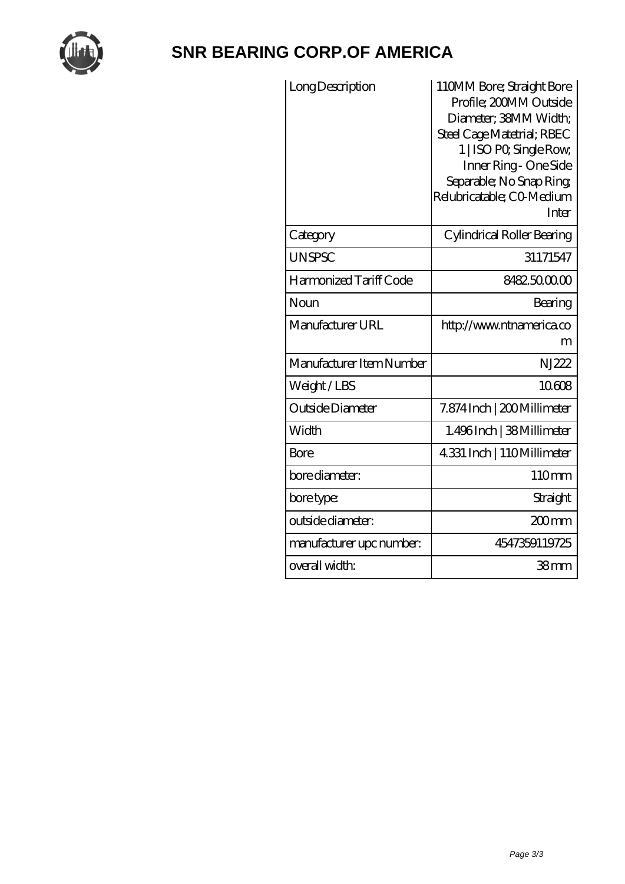# SNR BEARING CORP.OF AMERICA

| | |
|---|---|
| Long Description | 110MM Bore; Straight Bore Profile; 200MM Outside Diameter; 38MM Width; Steel Cage Matetrial; RBEC 1 \| ISO P0; Single Row; Inner Ring - One Side Separable; No Snap Ring; Relubricatable; C0-Medium Inter |
| Category | Cylindrical Roller Bearing |
| UNSPSC | 31171547 |
| Harmonized Tariff Code | 8482.50.00.00 |
| Noun | Bearing |
| Manufacturer URL | http://www.ntnamerica.com |
| Manufacturer Item Number | NJ222 |
| Weight / LBS | 10.608 |
| Outside Diameter | 7.874 Inch \| 200 Millimeter |
| Width | 1.496 Inch \| 38 Millimeter |
| Bore | 4.331 Inch \| 110 Millimeter |
| bore diameter: | 110 mm |
| bore type: | Straight |
| outside diameter: | 200 mm |
| manufacturer upc number: | 4547359119725 |
| overall width: | 38 mm |